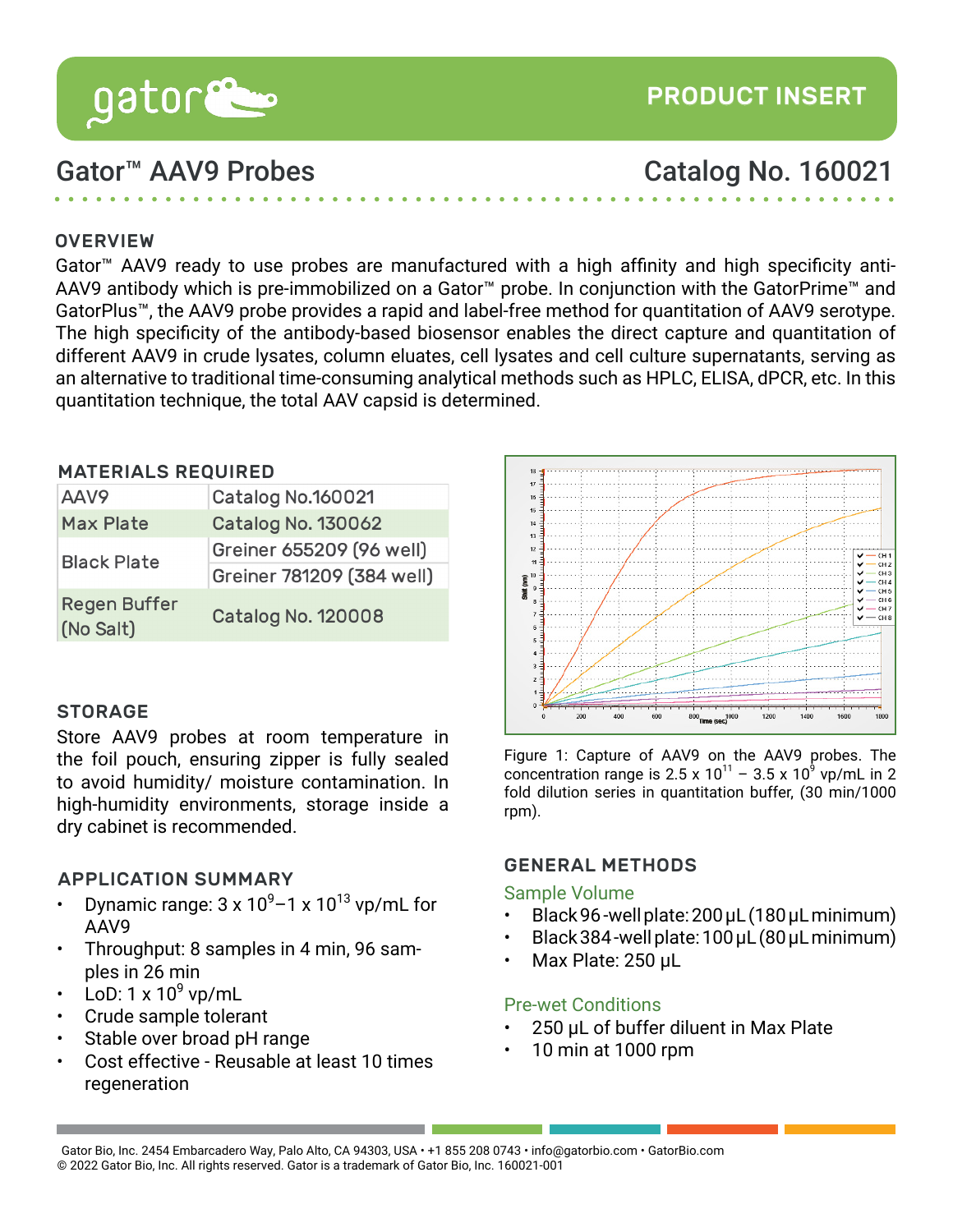# Gator™ AAV9 Probes

Catalog No. 160021

## OVERVIEW

Gator™ AAV9 ready to use probes are manufactured with a high affinity and high specificity anti-AAV9 antibody which is pre-immobilized on a Gator™ probe. In conjunction with the GatorPrime™ and GatorPlus™, the AAV9 probe provides a rapid and label-free method for quantitation of AAV9 serotype. The high specificity of the antibody-based biosensor enables the direct capture and quantitation of different AAV9 in crude lysates, column eluates, cell lysates and cell culture supernatants, serving as an alternative to traditional time-consuming analytical methods such as HPLC, ELISA, dPCR, etc. In this quantitation technique, the total AAV capsid is determined.

## MATERIALS REQUIRED

| | |
|---|---|
| AAV9 | Catalog No.160021 |
| Max Plate | Catalog No. 130062 |
| Black Plate | Greiner 655209 (96 well) |
| | Greiner 781209 (384 well) |
| Regen Buffer (No Salt) | Catalog No. 120008 |

## STORAGE

Store AAV9 probes at room temperature in the foil pouch, ensuring zipper is fully sealed to avoid humidity/ moisture contamination. In high-humidity environments, storage inside a dry cabinet is recommended.

## APPLICATION SUMMARY

- Dynamic range: $3 \times 10^{9}$–$1 \times 10^{13}$ vp/mL for AAV9
- Throughput: 8 samples in 4 min, 96 samples in 26 min
- LoD: $1 \times 10^{9}$ vp/mL
- Crude sample tolerant
- Stable over broad pH range
- Cost effective - Reusable at least 10 times regeneration

Figure 1: Capture of AAV9 on the AAV9 probes. The concentration range is $2.5 \times 10^{11}$ – $3.5 \times 10^{9}$ vp/mL in 2 fold dilution series in quantitation buffer, (30 min/1000 rpm).

## GENERAL METHODS

### Sample Volume

- Black 96-well plate: 200 µL (180 µL minimum)
- Black 384-well plate: 100 µL (80 µL minimum)
- Max Plate: 250 µL

### Pre-wet Conditions

- 250 µL of buffer diluent in Max Plate
- 10 min at 1000 rpm

Gator Bio, Inc. 2454 Embarcadero Way, Palo Alto, CA 94303, USA • +1 855 208 0743 • info@gatorbio.com • GatorBio.com
© 2022 Gator Bio, Inc. All rights reserved. Gator is a trademark of Gator Bio, Inc. 160021-001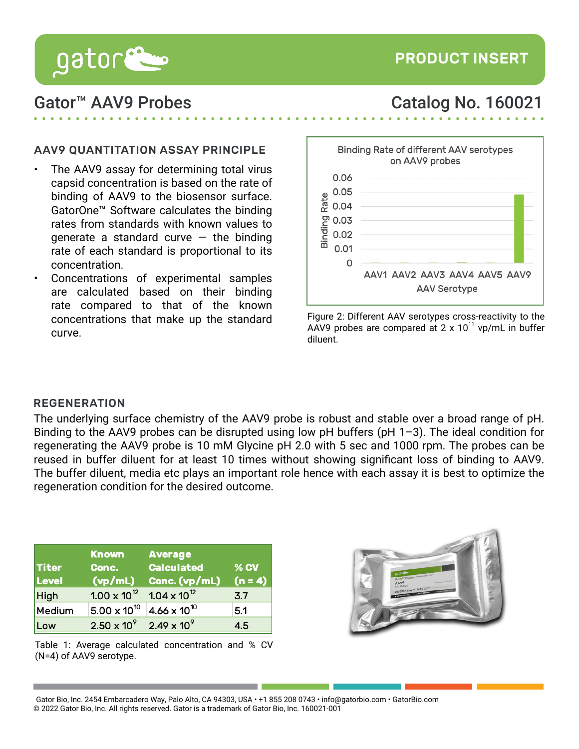# Gator™ AAV9 Probes

Catalog No. 160021

## AAV9 QUANTITATION ASSAY PRINCIPLE

- The AAV9 assay for determining total virus capsid concentration is based on the rate of binding of AAV9 to the biosensor surface. GatorOne™ Software calculates the binding rates from standards with known values to generate a standard curve — the binding rate of each standard is proportional to its concentration.
- Concentrations of experimental samples are calculated based on their binding rate compared to that of the known concentrations that make up the standard curve.

Figure 2: Different AAV serotypes cross-reactivity to the AAV9 probes are compared at 2 x $10^{11}$ vp/mL in buffer diluent.

## REGENERATION

The underlying surface chemistry of the AAV9 probe is robust and stable over a broad range of pH. Binding to the AAV9 probes can be disrupted using low pH buffers (pH 1–3). The ideal condition for regenerating the AAV9 probe is 10 mM Glycine pH 2.0 with 5 sec and 1000 rpm. The probes can be reused in buffer diluent for at least 10 times without showing significant loss of binding to AAV9. The buffer diluent, media etc plays an important role hence with each assay it is best to optimize the regeneration condition for the desired outcome.

| Titer Level | Known Conc. (vp/mL) | Average Calculated Conc. (vp/mL) | % CV (n = 4) |
|---|---|---|---|
| High | 1.00 x $10^{12}$ | 1.04 x $10^{12}$ | 3.7 |
| Medium | 5.00 x $10^{10}$ | 4.66 x $10^{10}$ | 5.1 |
| Low | 2.50 x $10^{9}$ | 2.49 x $10^{9}$ | 4.5 |

Table 1: Average calculated concentration and % CV (N=4) of AAV9 serotype.

Gator Bio, Inc. 2454 Embarcadero Way, Palo Alto, CA 94303, USA • +1 855 208 0743 • info@gatorbio.com • GatorBio.com
© 2022 Gator Bio, Inc. All rights reserved. Gator is a trademark of Gator Bio, Inc. 160021-001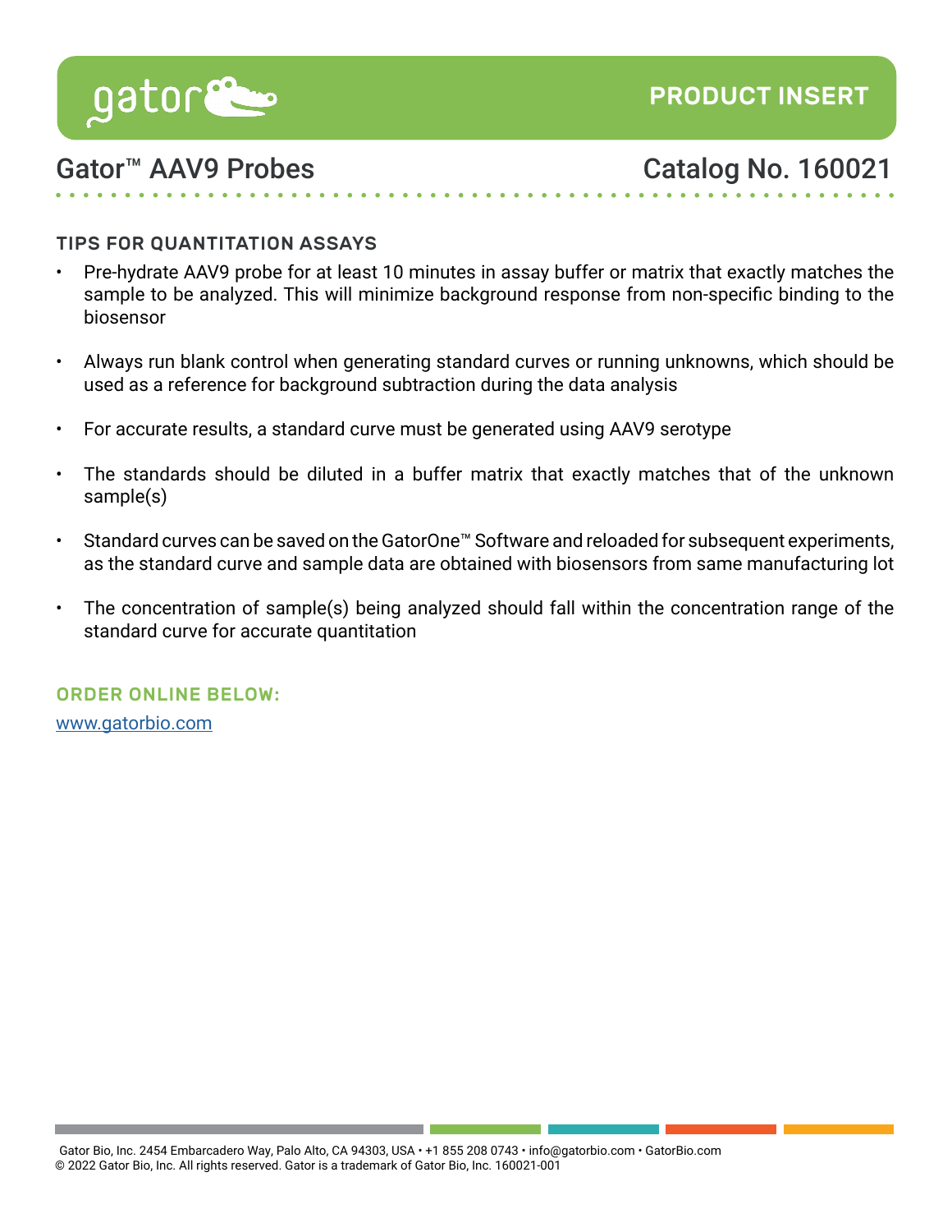## TIPS FOR QUANTITATION ASSAYS

- Pre-hydrate AAV9 probe for at least 10 minutes in assay buffer or matrix that exactly matches the sample to be analyzed. This will minimize background response from non-specific binding to the biosensor
- Always run blank control when generating standard curves or running unknowns, which should be used as a reference for background subtraction during the data analysis
- For accurate results, a standard curve must be generated using AAV9 serotype
- The standards should be diluted in a buffer matrix that exactly matches that of the unknown sample(s)
- Standard curves can be saved on the GatorOne™ Software and reloaded for subsequent experiments, as the standard curve and sample data are obtained with biosensors from same manufacturing lot
- The concentration of sample(s) being analyzed should fall within the concentration range of the standard curve for accurate quantitation

**ORDER ONLINE BELOW:**

www.gatorbio.com